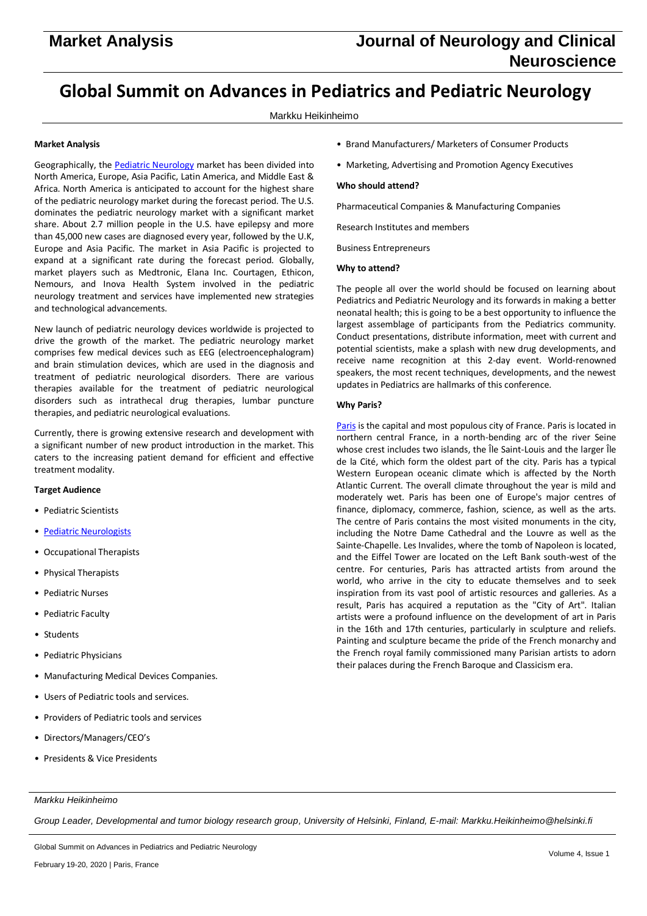# Global Summit on Advances in Pediatrics and Pediatric Neurology

Markku Heikinheimo

**Market Analysis**

Geographically, the Pediatric Neurology market has been divided into North America, Europe, Asia Pacific, Latin America, and Middle East & Africa. North America is anticipated to account for the highest share of the pediatric neurology market during the forecast period. The U.S. dominates the pediatric neurology market with a significant market share. About 2.7 million people in the U.S. have epilepsy and more than 45,000 new cases are diagnosed every year, followed by the U.K, Europe and Asia Pacific. The market in Asia Pacific is projected to expand at a significant rate during the forecast period. Globally, market players such as Medtronic, Elana Inc. Courtagen, Ethicon, Nemours, and Inova Health System involved in the pediatric neurology treatment and services have implemented new strategies and technological advancements.

New launch of pediatric neurology devices worldwide is projected to drive the growth of the market. The pediatric neurology market comprises few medical devices such as EEG (electroencephalogram) and brain stimulation devices, which are used in the diagnosis and treatment of pediatric neurological disorders. There are various therapies available for the treatment of pediatric neurological disorders such as intrathecal drug therapies, lumbar puncture therapies, and pediatric neurological evaluations.

Currently, there is growing extensive research and development with a significant number of new product introduction in the market. This caters to the increasing patient demand for efficient and effective treatment modality.

**Target Audience**

- Pediatric Scientists
- Pediatric Neurologists
- Occupational Therapists
- Physical Therapists
- Pediatric Nurses
- Pediatric Faculty
- Students
- Pediatric Physicians
- Manufacturing Medical Devices Companies.
- Users of Pediatric tools and services.
- Providers of Pediatric tools and services
- Directors/Managers/CEO's
- Presidents & Vice Presidents
- Brand Manufacturers/ Marketers of Consumer Products
- Marketing, Advertising and Promotion Agency Executives

**Who should attend?**

Pharmaceutical Companies & Manufacturing Companies

Research Institutes and members

Business Entrepreneurs

**Why to attend?**

The people all over the world should be focused on learning about Pediatrics and Pediatric Neurology and its forwards in making a better neonatal health; this is going to be a best opportunity to influence the largest assemblage of participants from the Pediatrics community. Conduct presentations, distribute information, meet with current and potential scientists, make a splash with new drug developments, and receive name recognition at this 2-day event. World-renowned speakers, the most recent techniques, developments, and the newest updates in Pediatrics are hallmarks of this conference.

**Why Paris?**

Paris is the capital and most populous city of France. Paris is located in northern central France, in a north-bending arc of the river Seine whose crest includes two islands, the Île Saint-Louis and the larger Île de la Cité, which form the oldest part of the city. Paris has a typical Western European oceanic climate which is affected by the North Atlantic Current. The overall climate throughout the year is mild and moderately wet. Paris has been one of Europe's major centres of finance, diplomacy, commerce, fashion, science, as well as the arts. The centre of Paris contains the most visited monuments in the city, including the Notre Dame Cathedral and the Louvre as well as the Sainte-Chapelle. Les Invalides, where the tomb of Napoleon is located, and the Eiffel Tower are located on the Left Bank south-west of the centre. For centuries, Paris has attracted artists from around the world, who arrive in the city to educate themselves and to seek inspiration from its vast pool of artistic resources and galleries. As a result, Paris has acquired a reputation as the "City of Art". Italian artists were a profound influence on the development of art in Paris in the 16th and 17th centuries, particularly in sculpture and reliefs. Painting and sculpture became the pride of the French monarchy and the French royal family commissioned many Parisian artists to adorn their palaces during the French Baroque and Classicism era.

*Markku Heikinheimo*

*Group Leader, Developmental and tumor biology research group, University of Helsinki, Finland, E-mail: Markku.Heikinheimo@helsinki.fi*

Global Summit on Advances in Pediatrics and Pediatric Neurology

February 19-20, 2020 | Paris, France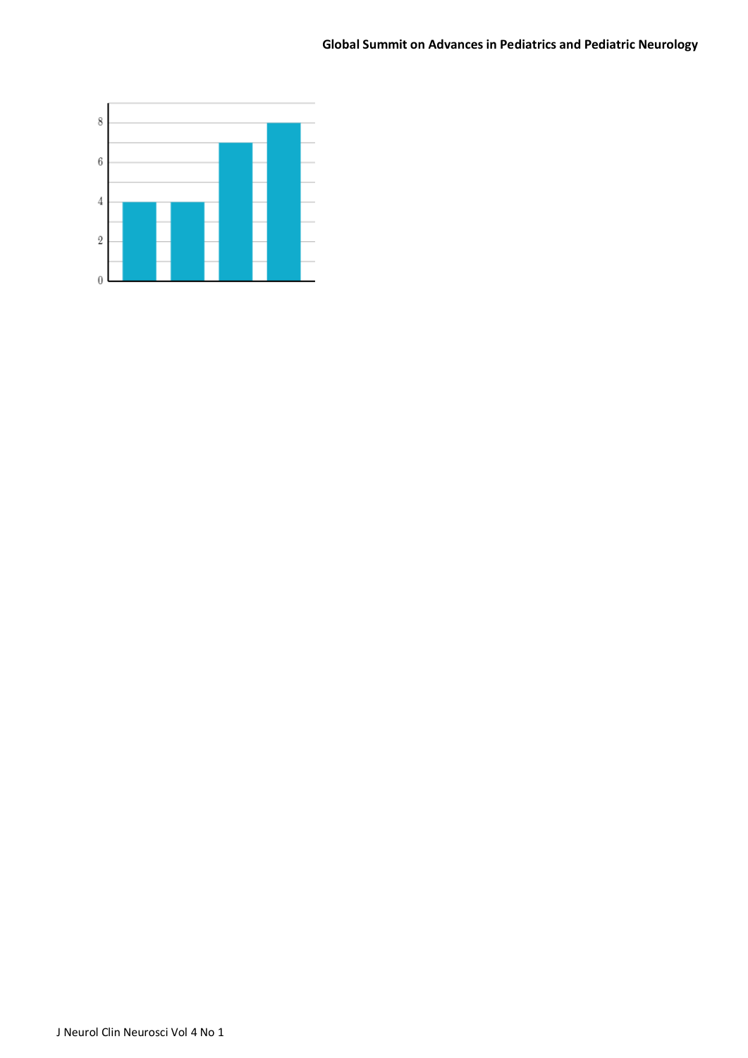8

6

4

2

0